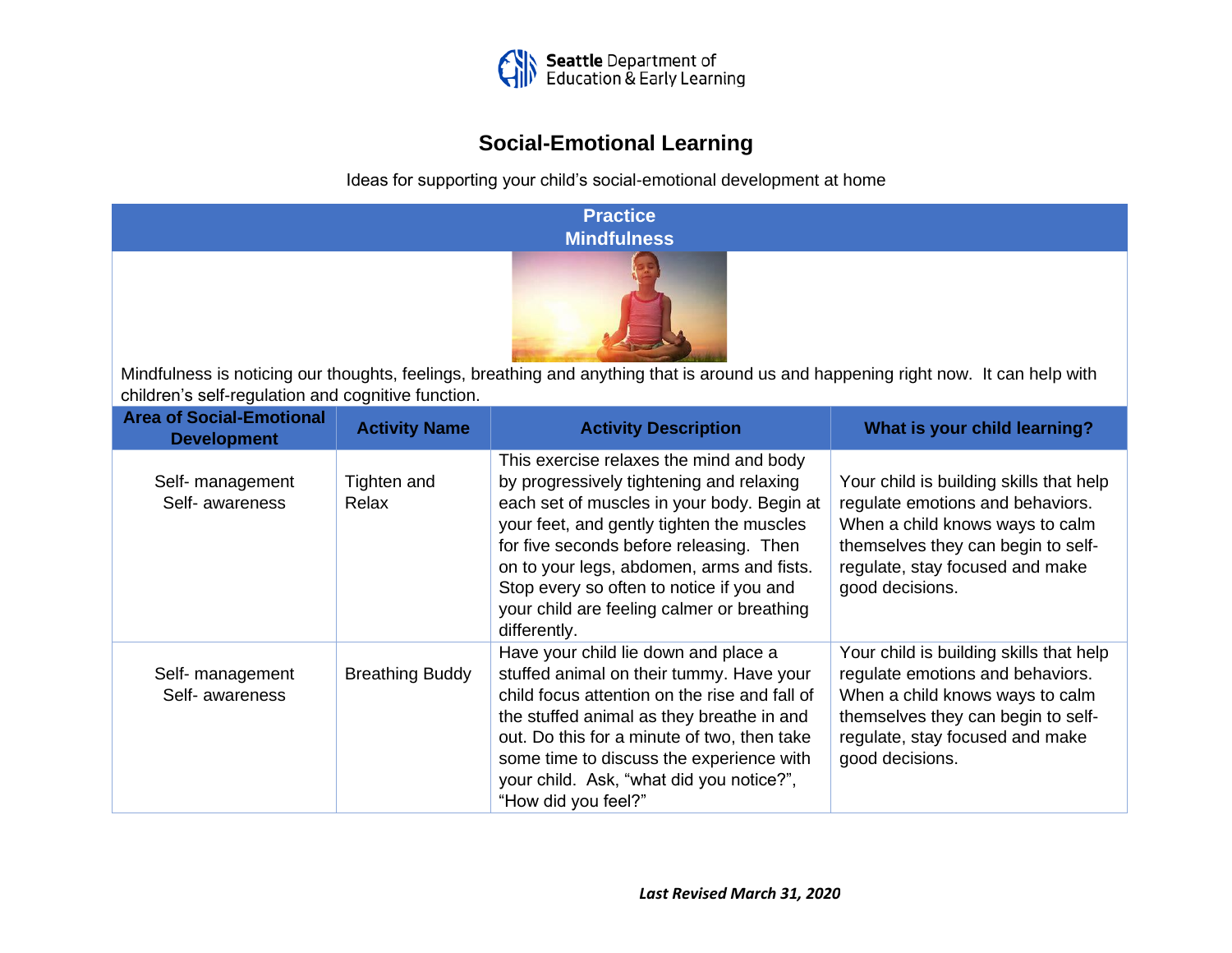Seattle Department of Education & Early Learning

# Social-Emotional Learning

Ideas for supporting your child's social-emotional development at home

## Practice Mindfulness

Mindfulness is noticing our thoughts, feelings, breathing and anything that is around us and happening right now. It can help with children's self-regulation and cognitive function.

| Area of Social-Emotional Development | Activity Name | Activity Description | What is your child learning? |
|---|---|---|---|
| Self- management<br>Self- awareness | Tighten and Relax | This exercise relaxes the mind and body by progressively tightening and relaxing each set of muscles in your body. Begin at your feet, and gently tighten the muscles for five seconds before releasing. Then on to your legs, abdomen, arms and fists. Stop every so often to notice if you and your child are feeling calmer or breathing differently. | Your child is building skills that help regulate emotions and behaviors. When a child knows ways to calm themselves they can begin to self-regulate, stay focused and make good decisions. |
| Self- management<br>Self- awareness | Breathing Buddy | Have your child lie down and place a stuffed animal on their tummy. Have your child focus attention on the rise and fall of the stuffed animal as they breathe in and out. Do this for a minute of two, then take some time to discuss the experience with your child. Ask, "what did you notice?", "How did you feel?" | Your child is building skills that help regulate emotions and behaviors. When a child knows ways to calm themselves they can begin to self-regulate, stay focused and make good decisions. |

***Last Revised March 31, 2020***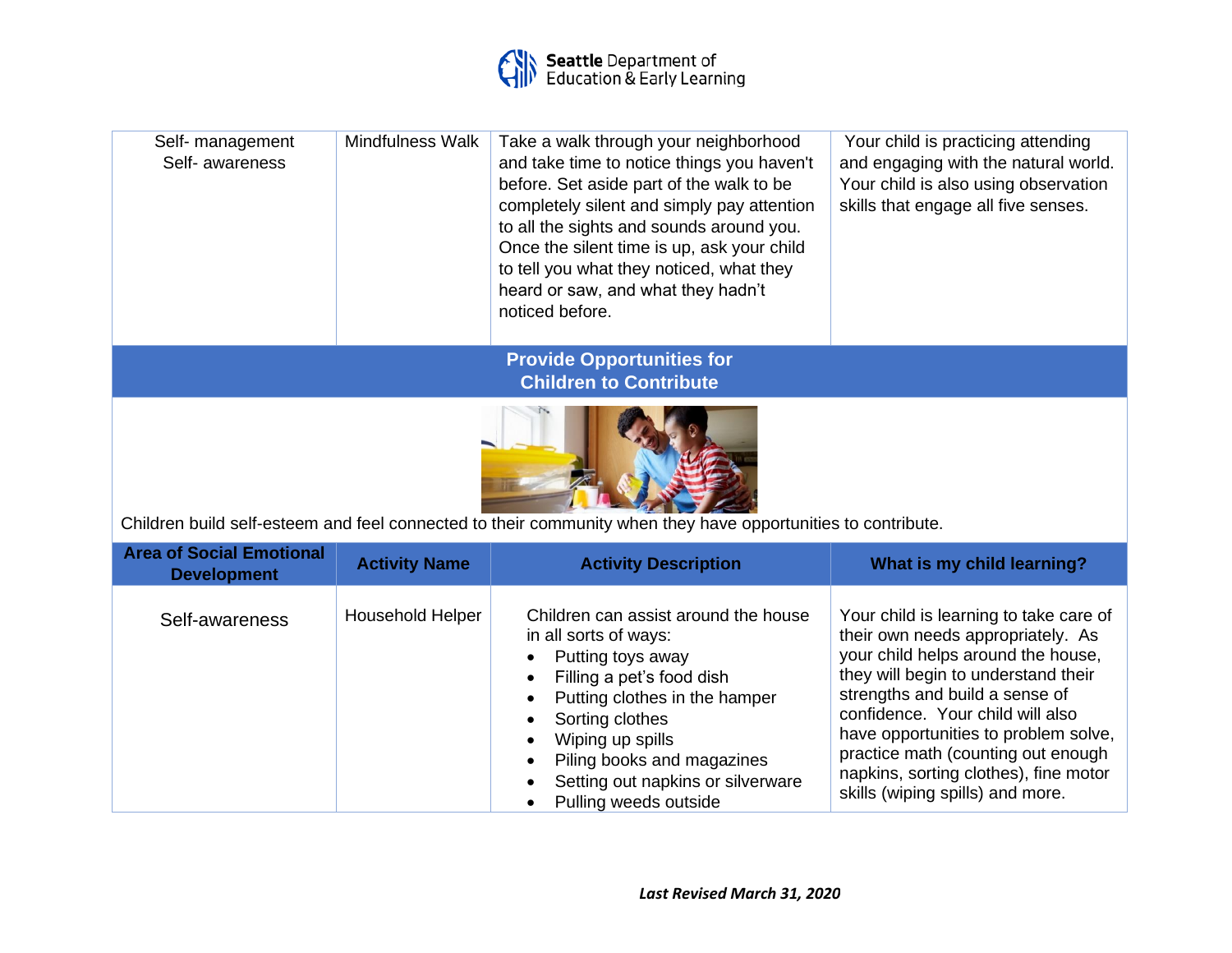| | | | |
|---|---|---|---|
| Self- management<br>Self- awareness | Mindfulness Walk | Take a walk through your neighborhood and take time to notice things you haven't before. Set aside part of the walk to be completely silent and simply pay attention to all the sights and sounds around you. Once the silent time is up, ask your child to tell you what they noticed, what they heard or saw, and what they hadn't noticed before. | Your child is practicing attending and engaging with the natural world. Your child is also using observation skills that engage all five senses. |

## Provide Opportunities for Children to Contribute

Children build self-esteem and feel connected to their community when they have opportunities to contribute.

| Area of Social Emotional Development | Activity Name | Activity Description | What is my child learning? |
|---|---|---|---|
| Self-awareness | Household Helper | Children can assist around the house in all sorts of ways:<br>• Putting toys away<br>• Filling a pet's food dish<br>• Putting clothes in the hamper<br>• Sorting clothes<br>• Wiping up spills<br>• Piling books and magazines<br>• Setting out napkins or silverware<br>• Pulling weeds outside | Your child is learning to take care of their own needs appropriately. As your child helps around the house, they will begin to understand their strengths and build a sense of confidence. Your child will also have opportunities to problem solve, practice math (counting out enough napkins, sorting clothes), fine motor skills (wiping spills) and more. |

***Last Revised March 31, 2020***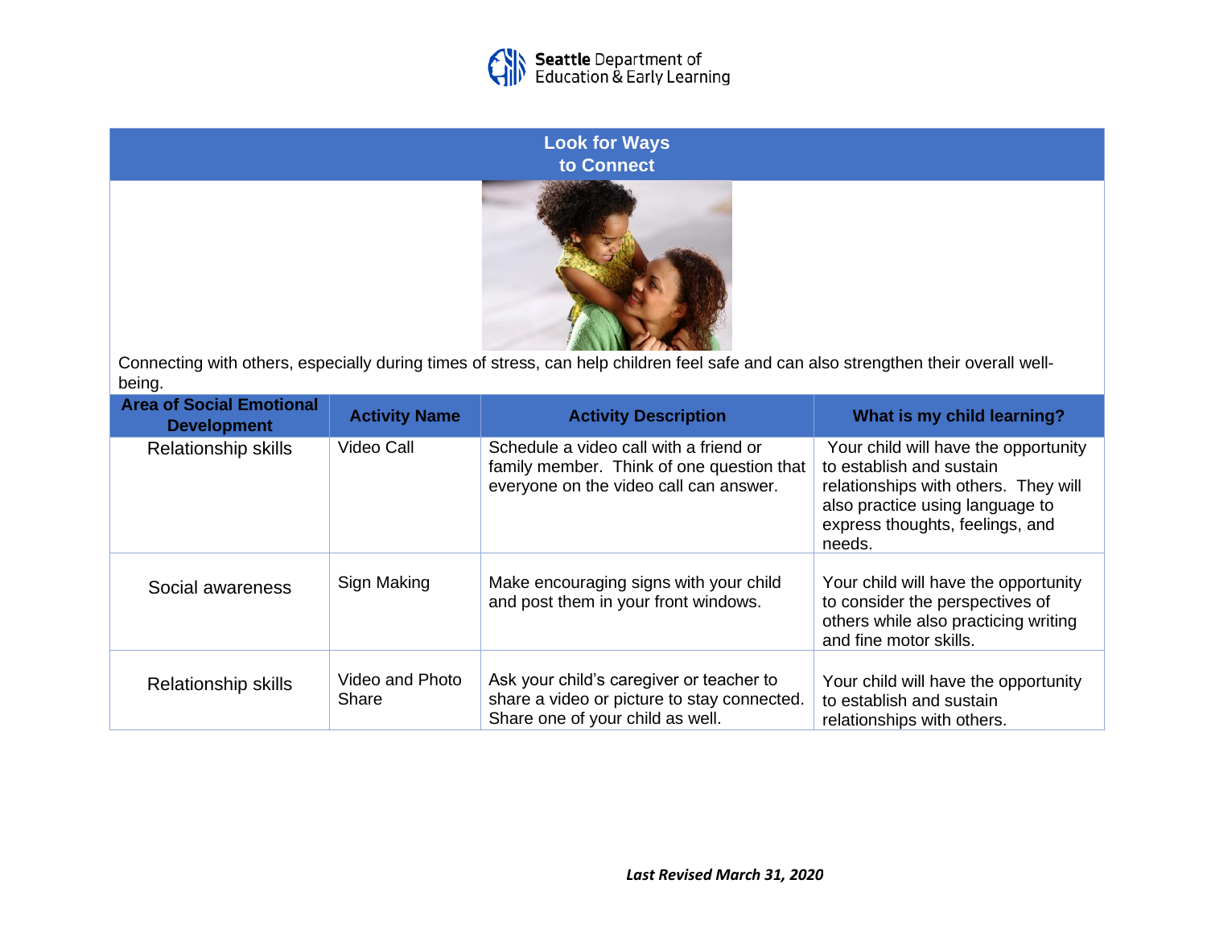Seattle Department of Education & Early Learning

## Look for Ways to Connect

Connecting with others, especially during times of stress, can help children feel safe and can also strengthen their overall well-being.

| Area of Social Emotional Development | Activity Name | Activity Description | What is my child learning? |
|---|---|---|---|
| Relationship skills | Video Call | Schedule a video call with a friend or family member. Think of one question that everyone on the video call can answer. | Your child will have the opportunity to establish and sustain relationships with others. They will also practice using language to express thoughts, feelings, and needs. |
| Social awareness | Sign Making | Make encouraging signs with your child and post them in your front windows. | Your child will have the opportunity to consider the perspectives of others while also practicing writing and fine motor skills. |
| Relationship skills | Video and Photo Share | Ask your child's caregiver or teacher to share a video or picture to stay connected. Share one of your child as well. | Your child will have the opportunity to establish and sustain relationships with others. |

***Last Revised March 31, 2020***